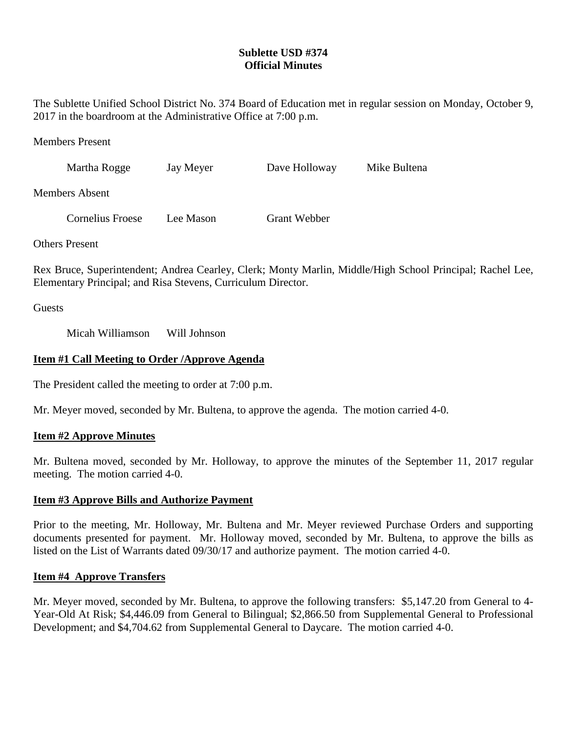**Sublette USD #374**
**Official Minutes**

The Sublette Unified School District No. 374 Board of Education met in regular session on Monday, October 9, 2017 in the boardroom at the Administrative Office at 7:00 p.m.

Members Present

Martha Rogge    Jay Meyer    Dave Holloway    Mike Bultena

Members Absent

Cornelius Froese    Lee Mason    Grant Webber

Others Present

Rex Bruce, Superintendent; Andrea Cearley, Clerk; Monty Marlin, Middle/High School Principal; Rachel Lee, Elementary Principal; and Risa Stevens, Curriculum Director.

Guests

Micah Williamson    Will Johnson

**Item #1 Call Meeting to Order /Approve Agenda**

The President called the meeting to order at 7:00 p.m.

Mr. Meyer moved, seconded by Mr. Bultena, to approve the agenda. The motion carried 4-0.

**Item #2 Approve Minutes**

Mr. Bultena moved, seconded by Mr. Holloway, to approve the minutes of the September 11, 2017 regular meeting. The motion carried 4-0.

**Item #3 Approve Bills and Authorize Payment**

Prior to the meeting, Mr. Holloway, Mr. Bultena and Mr. Meyer reviewed Purchase Orders and supporting documents presented for payment. Mr. Holloway moved, seconded by Mr. Bultena, to approve the bills as listed on the List of Warrants dated 09/30/17 and authorize payment. The motion carried 4-0.

**Item #4 Approve Transfers**

Mr. Meyer moved, seconded by Mr. Bultena, to approve the following transfers: $5,147.20 from General to 4-Year-Old At Risk; $4,446.09 from General to Bilingual; $2,866.50 from Supplemental General to Professional Development; and $4,704.62 from Supplemental General to Daycare. The motion carried 4-0.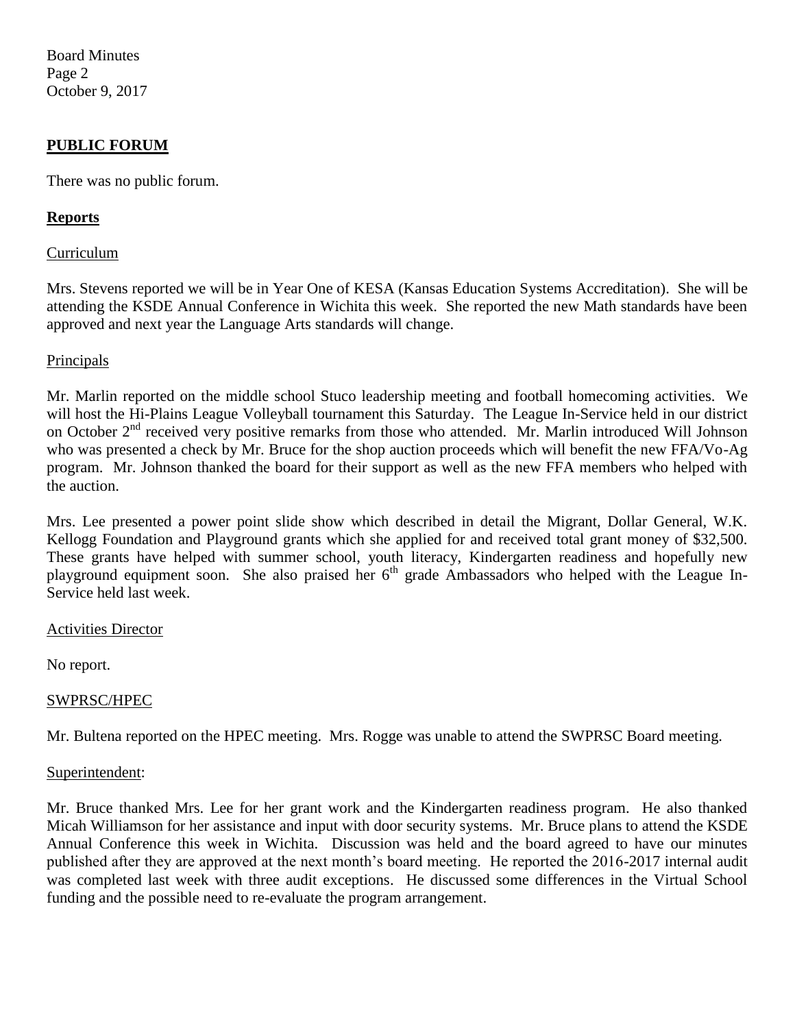## PUBLIC FORUM

There was no public forum.

## Reports

### Curriculum

Mrs. Stevens reported we will be in Year One of KESA (Kansas Education Systems Accreditation). She will be attending the KSDE Annual Conference in Wichita this week. She reported the new Math standards have been approved and next year the Language Arts standards will change.

### Principals

Mr. Marlin reported on the middle school Stuco leadership meeting and football homecoming activities. We will host the Hi-Plains League Volleyball tournament this Saturday. The League In-Service held in our district on October 2nd received very positive remarks from those who attended. Mr. Marlin introduced Will Johnson who was presented a check by Mr. Bruce for the shop auction proceeds which will benefit the new FFA/Vo-Ag program. Mr. Johnson thanked the board for their support as well as the new FFA members who helped with the auction.

Mrs. Lee presented a power point slide show which described in detail the Migrant, Dollar General, W.K. Kellogg Foundation and Playground grants which she applied for and received total grant money of $32,500. These grants have helped with summer school, youth literacy, Kindergarten readiness and hopefully new playground equipment soon. She also praised her 6th grade Ambassadors who helped with the League In-Service held last week.

### Activities Director

No report.

### SWPRSC/HPEC

Mr. Bultena reported on the HPEC meeting. Mrs. Rogge was unable to attend the SWPRSC Board meeting.

### Superintendent:

Mr. Bruce thanked Mrs. Lee for her grant work and the Kindergarten readiness program. He also thanked Micah Williamson for her assistance and input with door security systems. Mr. Bruce plans to attend the KSDE Annual Conference this week in Wichita. Discussion was held and the board agreed to have our minutes published after they are approved at the next month's board meeting. He reported the 2016-2017 internal audit was completed last week with three audit exceptions. He discussed some differences in the Virtual School funding and the possible need to re-evaluate the program arrangement.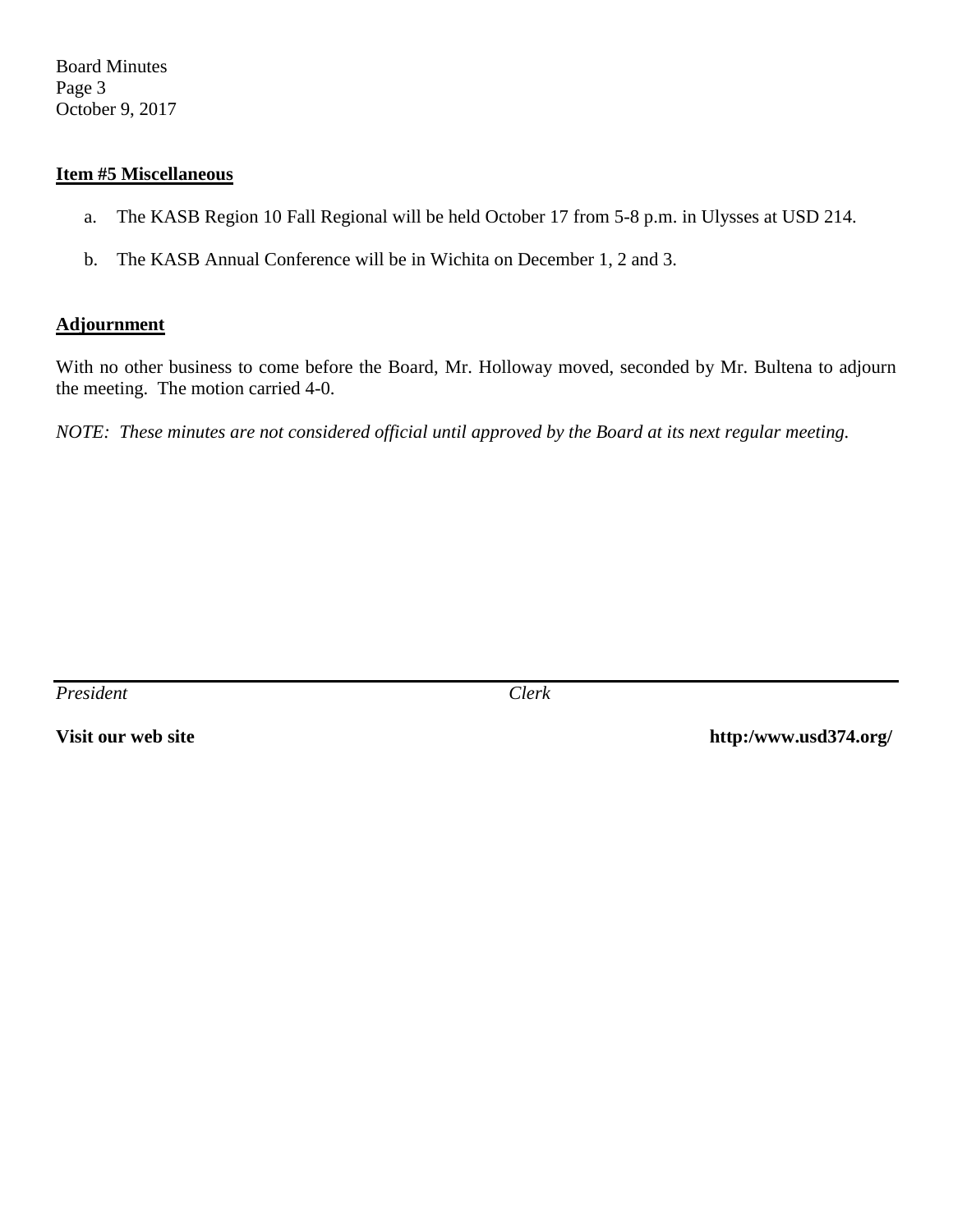**Item #5 Miscellaneous**

a. The KASB Region 10 Fall Regional will be held October 17 from 5-8 p.m. in Ulysses at USD 214.

b. The KASB Annual Conference will be in Wichita on December 1, 2 and 3.

**Adjournment**

With no other business to come before the Board, Mr. Holloway moved, seconded by Mr. Bultena to adjourn the meeting. The motion carried 4-0.

*NOTE: These minutes are not considered official until approved by the Board at its next regular meeting.*

*President* *Clerk*

**Visit our web site** **http:/www.usd374.org/**